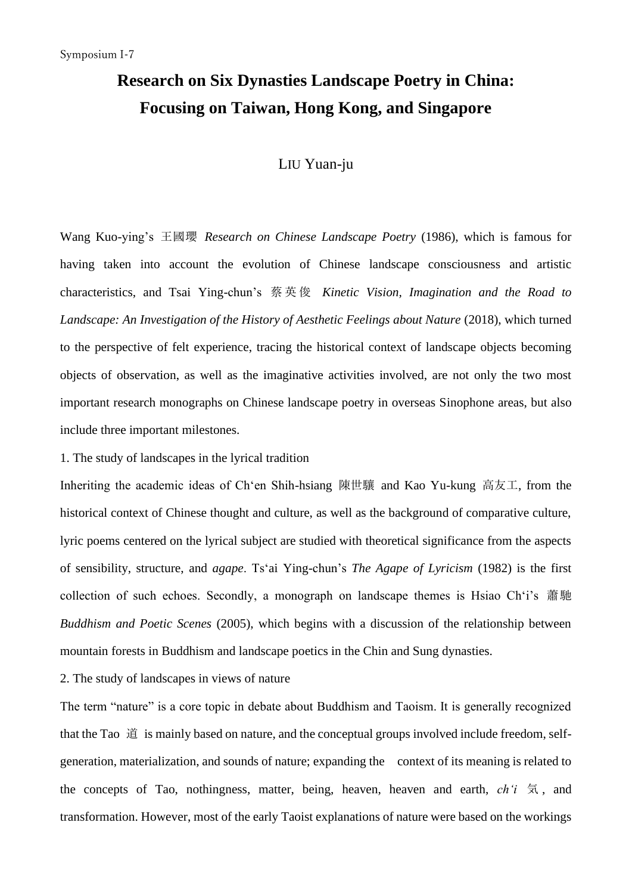Symposium I-7

# Research on Six Dynasties Landscape Poetry in China: Focusing on Taiwan, Hong Kong, and Singapore

LIU Yuan-ju

Wang Kuo-ying's 王國瓔 *Research on Chinese Landscape Poetry* (1986), which is famous for having taken into account the evolution of Chinese landscape consciousness and artistic characteristics, and Tsai Ying-chun's 蔡英俊 *Kinetic Vision, Imagination and the Road to Landscape: An Investigation of the History of Aesthetic Feelings about Nature* (2018), which turned to the perspective of felt experience, tracing the historical context of landscape objects becoming objects of observation, as well as the imaginative activities involved, are not only the two most important research monographs on Chinese landscape poetry in overseas Sinophone areas, but also include three important milestones.

1. The study of landscapes in the lyrical tradition

Inheriting the academic ideas of Ch'en Shih-hsiang 陳世驤 and Kao Yu-kung 高友工, from the historical context of Chinese thought and culture, as well as the background of comparative culture, lyric poems centered on the lyrical subject are studied with theoretical significance from the aspects of sensibility, structure, and *agape*. Ts'ai Ying-chun's *The Agape of Lyricism* (1982) is the first collection of such echoes. Secondly, a monograph on landscape themes is Hsiao Ch'i's 蕭馳 *Buddhism and Poetic Scenes* (2005), which begins with a discussion of the relationship between mountain forests in Buddhism and landscape poetics in the Chin and Sung dynasties.

2. The study of landscapes in views of nature

The term "nature" is a core topic in debate about Buddhism and Taoism. It is generally recognized that the Tao 道 is mainly based on nature, and the conceptual groups involved include freedom, self-generation, materialization, and sounds of nature; expanding the context of its meaning is related to the concepts of Tao, nothingness, matter, being, heaven, heaven and earth, *ch'i* 気, and transformation. However, most of the early Taoist explanations of nature were based on the workings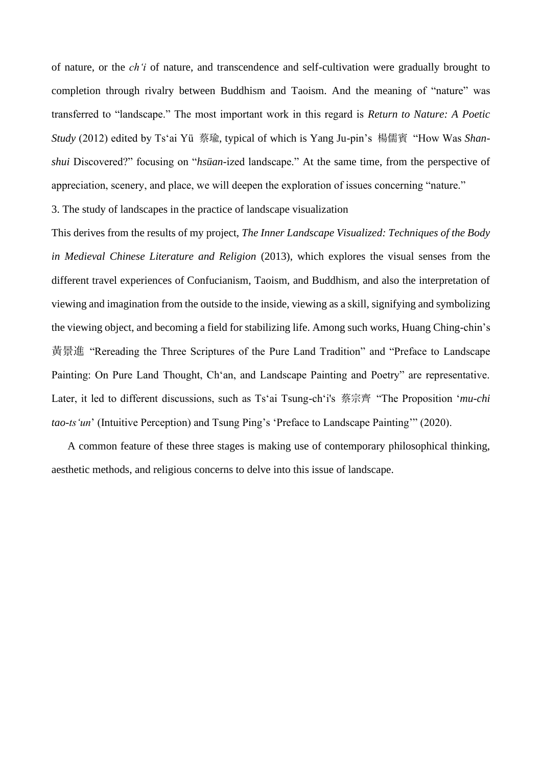of nature, or the *ch'i* of nature, and transcendence and self-cultivation were gradually brought to completion through rivalry between Buddhism and Taoism. And the meaning of "nature" was transferred to "landscape." The most important work in this regard is *Return to Nature: A Poetic Study* (2012) edited by Ts'ai Yü 蔡瑜, typical of which is Yang Ju-pin's 楊儒賓 "How Was *Shan-shui* Discovered?" focusing on "*hsüan*-ized landscape." At the same time, from the perspective of appreciation, scenery, and place, we will deepen the exploration of issues concerning "nature."

3. The study of landscapes in the practice of landscape visualization

This derives from the results of my project, *The Inner Landscape Visualized: Techniques of the Body in Medieval Chinese Literature and Religion* (2013), which explores the visual senses from the different travel experiences of Confucianism, Taoism, and Buddhism, and also the interpretation of viewing and imagination from the outside to the inside, viewing as a skill, signifying and symbolizing the viewing object, and becoming a field for stabilizing life. Among such works, Huang Ching-chin's 黃景進 "Rereading the Three Scriptures of the Pure Land Tradition" and "Preface to Landscape Painting: On Pure Land Thought, Ch'an, and Landscape Painting and Poetry" are representative. Later, it led to different discussions, such as Ts'ai Tsung-ch'i's 蔡宗齊 "The Proposition '*mu-chi tao-ts'un*' (Intuitive Perception) and Tsung Ping's 'Preface to Landscape Painting'" (2020).

A common feature of these three stages is making use of contemporary philosophical thinking, aesthetic methods, and religious concerns to delve into this issue of landscape.